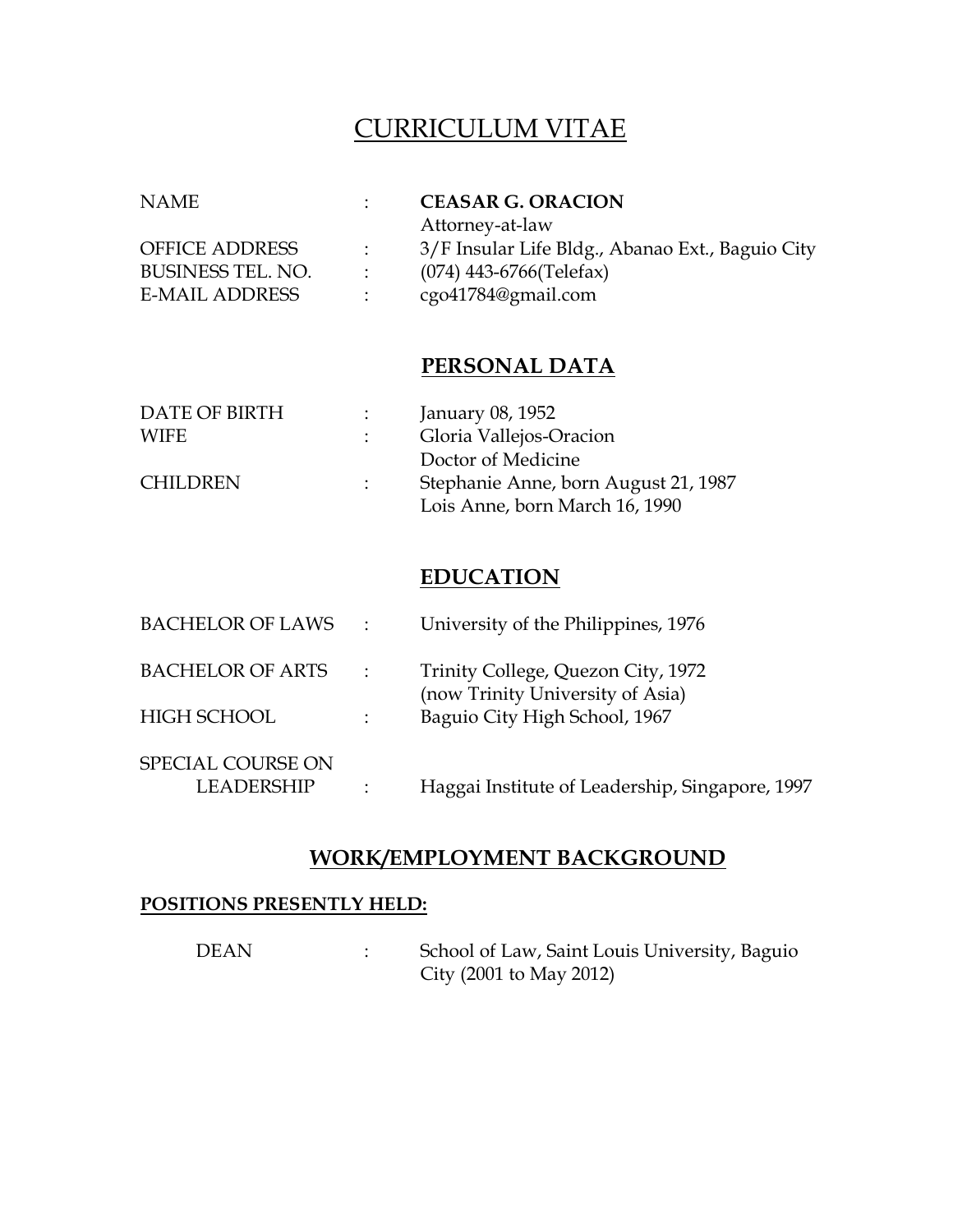# CURRICULUM VITAE

| | | |
|---|---|---|
| NAME | : | **CEASAR G. ORACION**<br>Attorney-at-law |
| OFFICE ADDRESS | : | 3/F Insular Life Bldg., Abanao Ext., Baguio City |
| BUSINESS TEL. NO. | : | (074) 443-6766(Telefax) |
| E-MAIL ADDRESS | : | cgo41784@gmail.com |

## PERSONAL DATA

| | | |
|---|---|---|
| DATE OF BIRTH | : | January 08, 1952 |
| WIFE | : | Gloria Vallejos-Oracion<br>Doctor of Medicine |
| CHILDREN | : | Stephanie Anne, born August 21, 1987<br>Lois Anne, born March 16, 1990 |

## EDUCATION

| | | |
|---|---|---|
| BACHELOR OF LAWS | : | University of the Philippines, 1976 |
| BACHELOR OF ARTS | : | Trinity College, Quezon City, 1972<br>(now Trinity University of Asia) |
| HIGH SCHOOL | : | Baguio City High School, 1967 |
| SPECIAL COURSE ON LEADERSHIP | : | Haggai Institute of Leadership, Singapore, 1997 |

## WORK/EMPLOYMENT BACKGROUND

### POSITIONS PRESENTLY HELD:

| | | |
|---|---|---|
| DEAN | : | School of Law, Saint Louis University, Baguio City (2001 to May 2012) |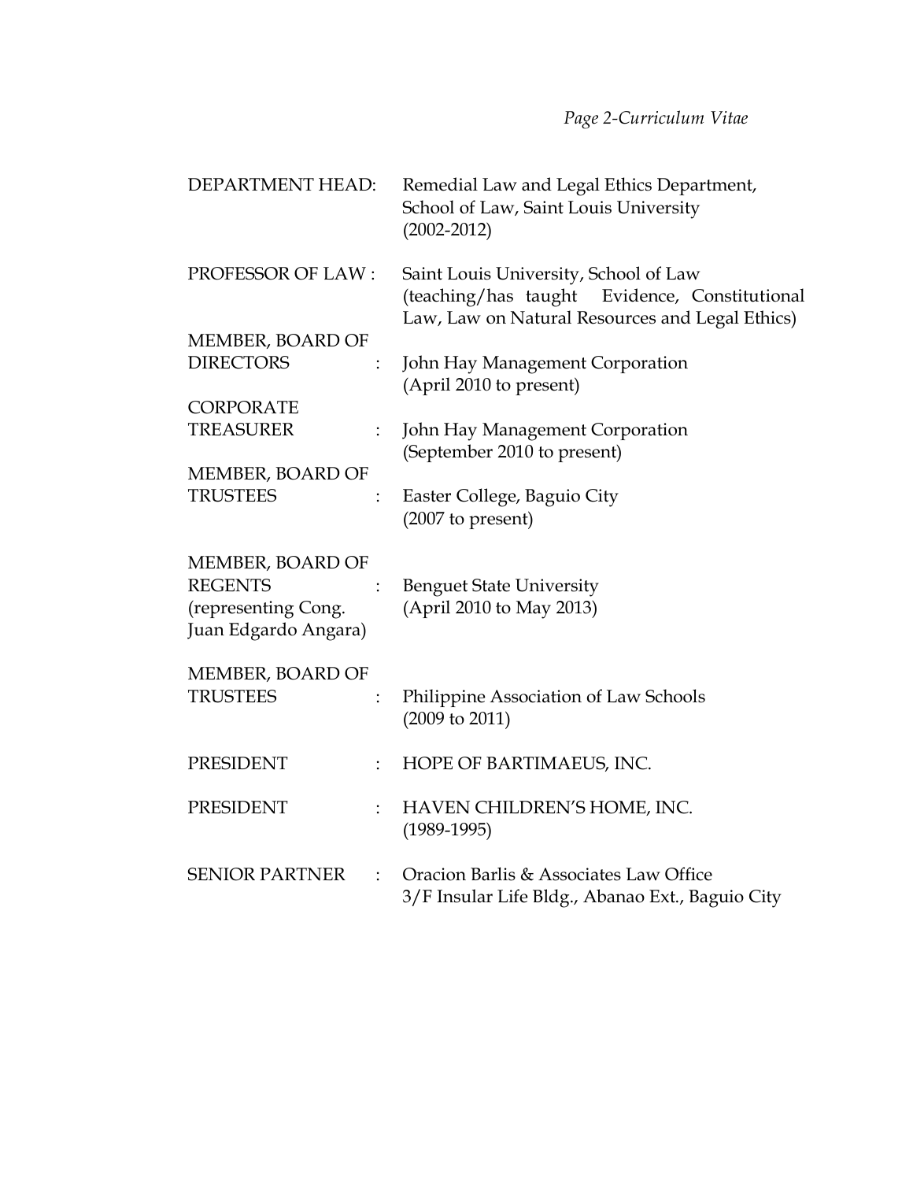| | |
|---|---|
| DEPARTMENT HEAD: | Remedial Law and Legal Ethics Department, School of Law, Saint Louis University (2002-2012) |
| PROFESSOR OF LAW : | Saint Louis University, School of Law (teaching/has taught Evidence, Constitutional Law, Law on Natural Resources and Legal Ethics) |
| MEMBER, BOARD OF DIRECTORS : | John Hay Management Corporation (April 2010 to present) |
| CORPORATE TREASURER : | John Hay Management Corporation (September 2010 to present) |
| MEMBER, BOARD OF TRUSTEES : | Easter College, Baguio City (2007 to present) |
| MEMBER, BOARD OF REGENTS : (representing Cong. Juan Edgardo Angara) | Benguet State University (April 2010 to May 2013) |
| MEMBER, BOARD OF TRUSTEES : | Philippine Association of Law Schools (2009 to 2011) |
| PRESIDENT : | HOPE OF BARTIMAEUS, INC. |
| PRESIDENT : | HAVEN CHILDREN'S HOME, INC. (1989-1995) |
| SENIOR PARTNER : | Oracion Barlis & Associates Law Office 3/F Insular Life Bldg., Abanao Ext., Baguio City |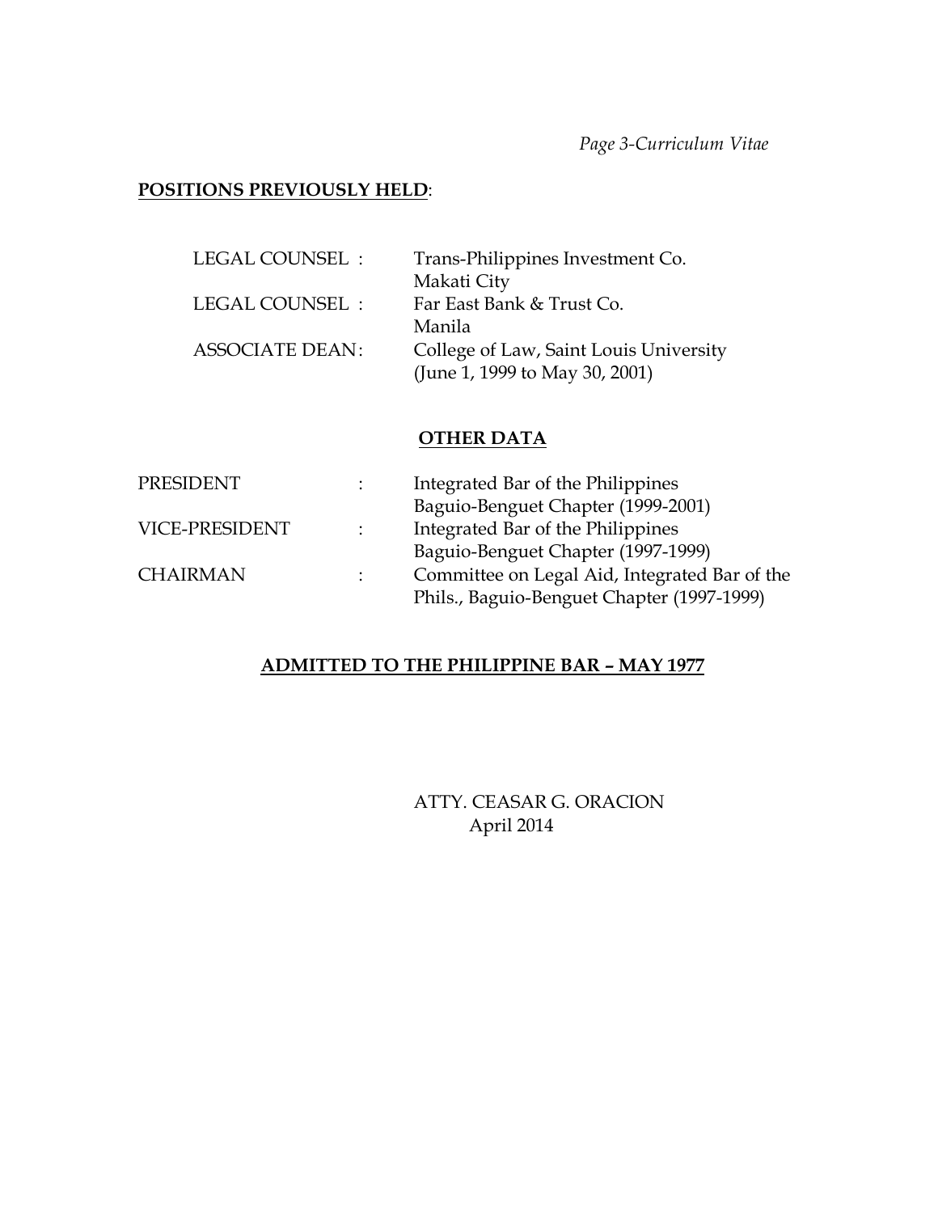**POSITIONS PREVIOUSLY HELD**:

| | | |
|---|---|---|
| LEGAL COUNSEL | : | Trans-Philippines Investment Co.<br>Makati City |
| LEGAL COUNSEL | : | Far East Bank & Trust Co.<br>Manila |
| ASSOCIATE DEAN | : | College of Law, Saint Louis University<br>(June 1, 1999 to May 30, 2001) |

**OTHER DATA**

| | | |
|---|---|---|
| PRESIDENT | : | Integrated Bar of the Philippines<br>Baguio-Benguet Chapter (1999-2001) |
| VICE-PRESIDENT | : | Integrated Bar of the Philippines<br>Baguio-Benguet Chapter (1997-1999) |
| CHAIRMAN | : | Committee on Legal Aid, Integrated Bar of the Phils., Baguio-Benguet Chapter (1997-1999) |

**ADMITTED TO THE PHILIPPINE BAR – MAY 1977**

ATTY. CEASAR G. ORACION
April 2014